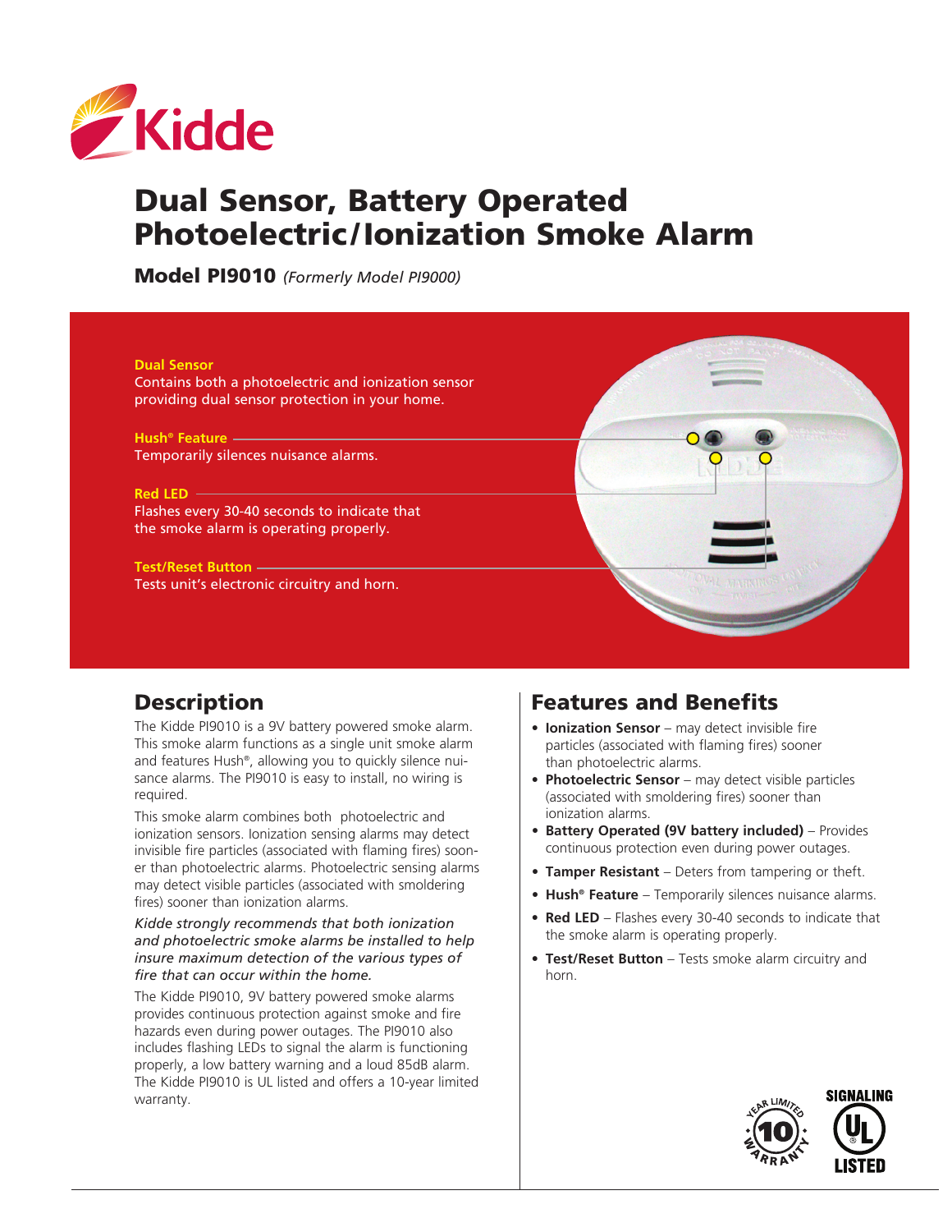# Dual Sensor, Battery Operated Photoelectric/Ionization Smoke Alarm

**Model PI9010** *(Formerly Model PI9000)*

**Dual Sensor**
Contains both a photoelectric and ionization sensor providing dual sensor protection in your home.

**Hush® Feature**
Temporarily silences nuisance alarms.

**Red LED**
Flashes every 30-40 seconds to indicate that the smoke alarm is operating properly.

**Test/Reset Button**
Tests unit's electronic circuitry and horn.

## Description

The Kidde PI9010 is a 9V battery powered smoke alarm. This smoke alarm functions as a single unit smoke alarm and features Hush®, allowing you to quickly silence nuisance alarms. The PI9010 is easy to install, no wiring is required.

This smoke alarm combines both photoelectric and ionization sensors. Ionization sensing alarms may detect invisible fire particles (associated with flaming fires) sooner than photoelectric alarms. Photoelectric sensing alarms may detect visible particles (associated with smoldering fires) sooner than ionization alarms.

*Kidde strongly recommends that both ionization and photoelectric smoke alarms be installed to help insure maximum detection of the various types of fire that can occur within the home.*

The Kidde PI9010, 9V battery powered smoke alarms provides continuous protection against smoke and fire hazards even during power outages. The PI9010 also includes flashing LEDs to signal the alarm is functioning properly, a low battery warning and a loud 85dB alarm. The Kidde PI9010 is UL listed and offers a 10-year limited warranty.

## Features and Benefits

- **Ionization Sensor** – may detect invisible fire particles (associated with flaming fires) sooner than photoelectric alarms.
- **Photoelectric Sensor** – may detect visible particles (associated with smoldering fires) sooner than ionization alarms.
- **Battery Operated (9V battery included)** – Provides continuous protection even during power outages.
- **Tamper Resistant** – Deters from tampering or theft.
- **Hush® Feature** – Temporarily silences nuisance alarms.
- **Red LED** – Flashes every 30-40 seconds to indicate that the smoke alarm is operating properly.
- **Test/Reset Button** – Tests smoke alarm circuitry and horn.

10 Year Limited Warranty

Signaling UL Listed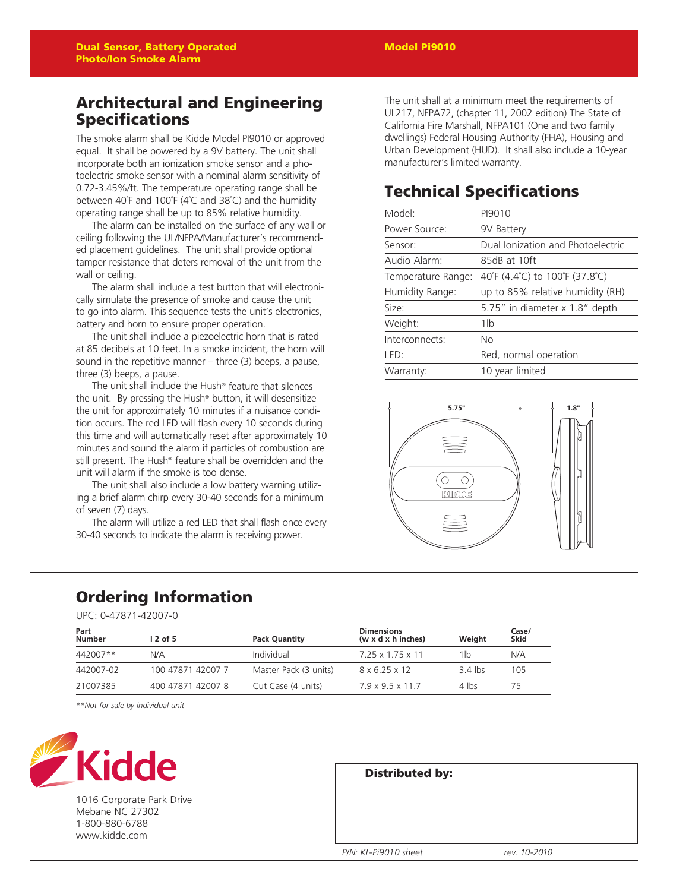Dual Sensor, Battery Operated
Photo/Ion Smoke Alarm

Model Pi9010

## Architectural and Engineering Specifications

The smoke alarm shall be Kidde Model PI9010 or approved equal. It shall be powered by a 9V battery. The unit shall incorporate both an ionization smoke sensor and a photoelectric smoke sensor with a nominal alarm sensitivity of 0.72-3.45%/ft. The temperature operating range shall be between 40˚F and 100˚F (4˚C and 38˚C) and the humidity operating range shall be up to 85% relative humidity.

The alarm can be installed on the surface of any wall or ceiling following the UL/NFPA/Manufacturer's recommended placement guidelines. The unit shall provide optional tamper resistance that deters removal of the unit from the wall or ceiling.

The alarm shall include a test button that will electronically simulate the presence of smoke and cause the unit to go into alarm. This sequence tests the unit's electronics, battery and horn to ensure proper operation.

The unit shall include a piezoelectric horn that is rated at 85 decibels at 10 feet. In a smoke incident, the horn will sound in the repetitive manner – three (3) beeps, a pause, three (3) beeps, a pause.

The unit shall include the Hush® feature that silences the unit. By pressing the Hush® button, it will desensitize the unit for approximately 10 minutes if a nuisance condition occurs. The red LED will flash every 10 seconds during this time and will automatically reset after approximately 10 minutes and sound the alarm if particles of combustion are still present. The Hush® feature shall be overridden and the unit will alarm if the smoke is too dense.

The unit shall also include a low battery warning utilizing a brief alarm chirp every 30-40 seconds for a minimum of seven (7) days.

The alarm will utilize a red LED that shall flash once every 30-40 seconds to indicate the alarm is receiving power.

The unit shall at a minimum meet the requirements of UL217, NFPA72, (chapter 11, 2002 edition) The State of California Fire Marshall, NFPA101 (One and two family dwellings) Federal Housing Authority (FHA), Housing and Urban Development (HUD). It shall also include a 10-year manufacturer's limited warranty.

## Technical Specifications

| | |
|---|---|
| Model: | PI9010 |
| Power Source: | 9V Battery |
| Sensor: | Dual Ionization and Photoelectric |
| Audio Alarm: | 85dB at 10ft |
| Temperature Range: | 40˚F (4.4˚C) to 100˚F (37.8˚C) |
| Humidity Range: | up to 85% relative humidity (RH) |
| Size: | 5.75" in diameter x 1.8" depth |
| Weight: | 1lb |
| Interconnects: | No |
| LED: | Red, normal operation |
| Warranty: | 10 year limited |

5.75"

1.8"

KIDDE

## Ordering Information

UPC: 0-47871-42007-0

| Part Number | I 2 of 5 | Pack Quantity | Dimensions (w x d x h inches) | Weight | Case/ Skid |
|---|---|---|---|---|---|
| 442007** | N/A | Individual | 7.25 x 1.75 x 11 | 1lb | N/A |
| 442007-02 | 100 47871 42007 7 | Master Pack (3 units) | 8 x 6.25 x 12 | 3.4 lbs | 105 |
| 21007385 | 400 47871 42007 8 | Cut Case (4 units) | 7.9 x 9.5 x 11.7 | 4 lbs | 75 |

*\*\*Not for sale by individual unit*

Kidde

1016 Corporate Park Drive
Mebane NC 27302
1-800-880-6788
www.kidde.com

**Distributed by:**

*P/N: KL-Pi9010 sheet* *rev. 10-2010*